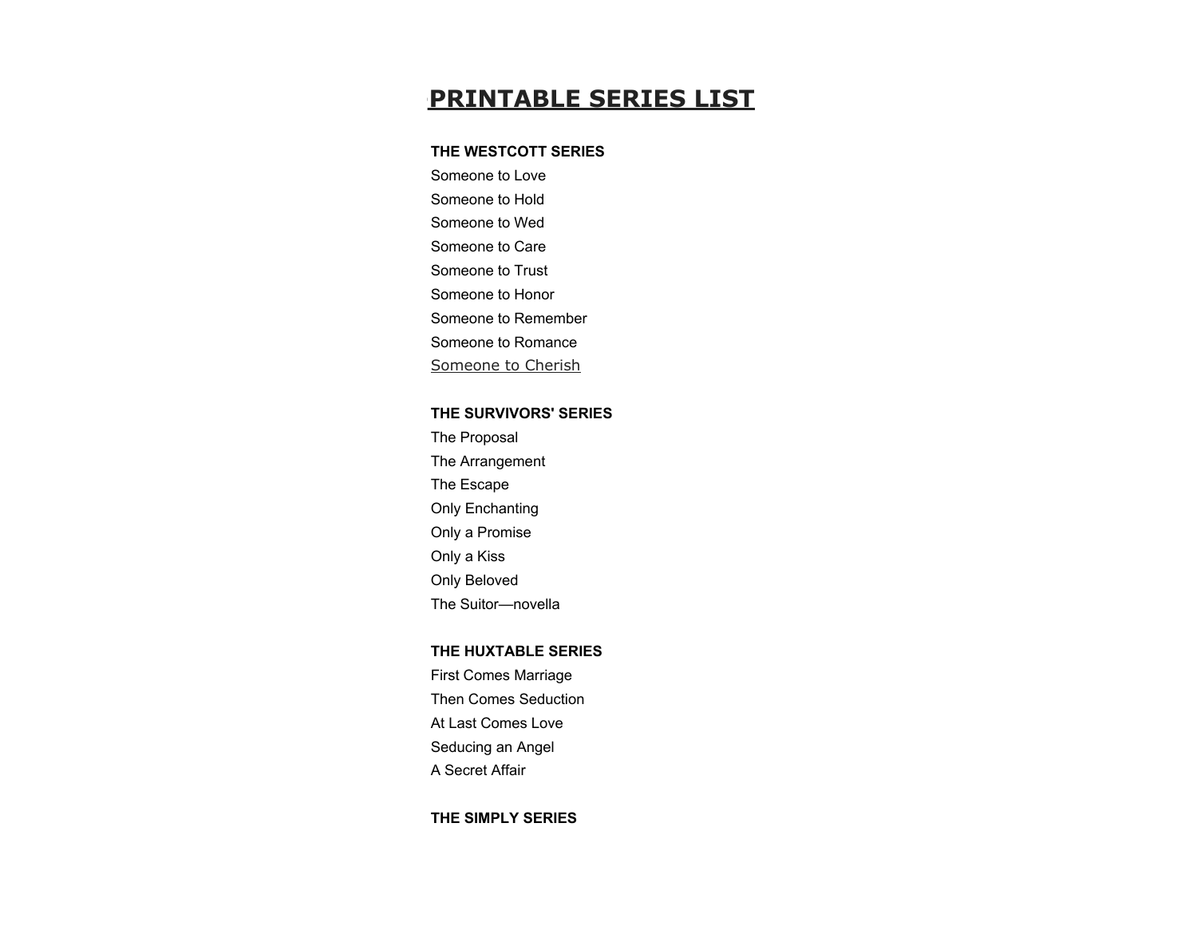# PRINTABLE SERIES LIST

**THE WESTCOTT SERIES**

Someone to Love
Someone to Hold
Someone to Wed
Someone to Care
Someone to Trust
Someone to Honor
Someone to Remember
Someone to Romance
Someone to Cherish

**THE SURVIVORS' SERIES**

The Proposal
The Arrangement
The Escape
Only Enchanting
Only a Promise
Only a Kiss
Only Beloved
The Suitor—novella

**THE HUXTABLE SERIES**

First Comes Marriage
Then Comes Seduction
At Last Comes Love
Seducing an Angel
A Secret Affair

**THE SIMPLY SERIES**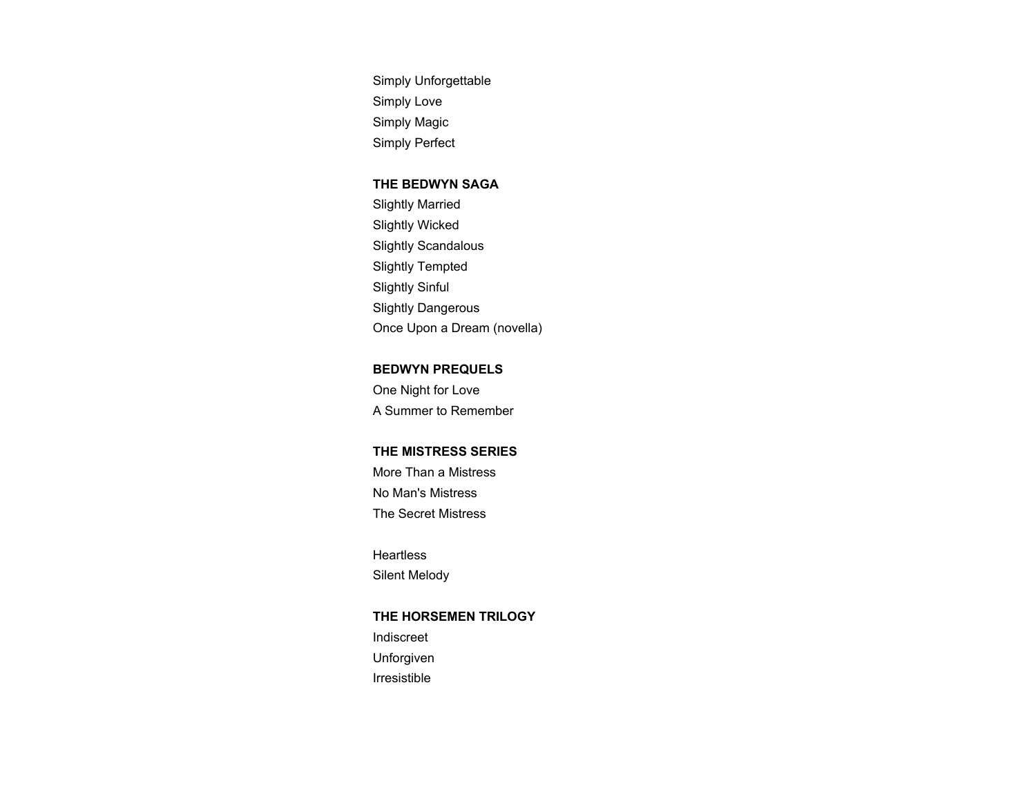Simply Unforgettable
Simply Love
Simply Magic
Simply Perfect

**THE BEDWYN SAGA**
Slightly Married
Slightly Wicked
Slightly Scandalous
Slightly Tempted
Slightly Sinful
Slightly Dangerous
Once Upon a Dream (novella)

**BEDWYN PREQUELS**
One Night for Love
A Summer to Remember

**THE MISTRESS SERIES**
More Than a Mistress
No Man's Mistress
The Secret Mistress

Heartless
Silent Melody

**THE HORSEMEN TRILOGY**
Indiscreet
Unforgiven
Irresistible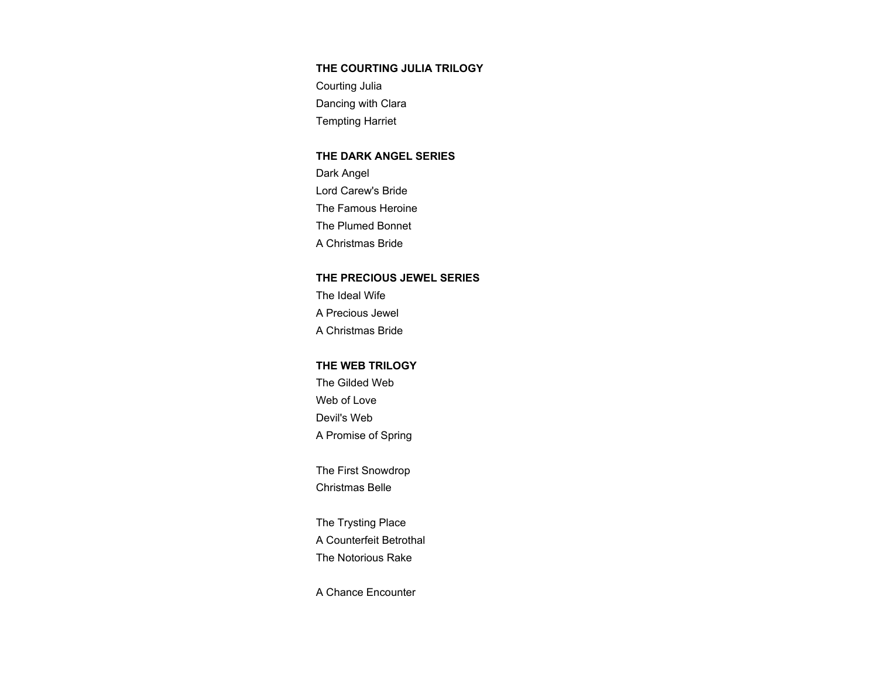**THE COURTING JULIA TRILOGY**
Courting Julia
Dancing with Clara
Tempting Harriet

**THE DARK ANGEL SERIES**
Dark Angel
Lord Carew's Bride
The Famous Heroine
The Plumed Bonnet
A Christmas Bride

**THE PRECIOUS JEWEL SERIES**
The Ideal Wife
A Precious Jewel
A Christmas Bride

**THE WEB TRILOGY**
The Gilded Web
Web of Love
Devil's Web
A Promise of Spring

The First Snowdrop
Christmas Belle

The Trysting Place
A Counterfeit Betrothal
The Notorious Rake

A Chance Encounter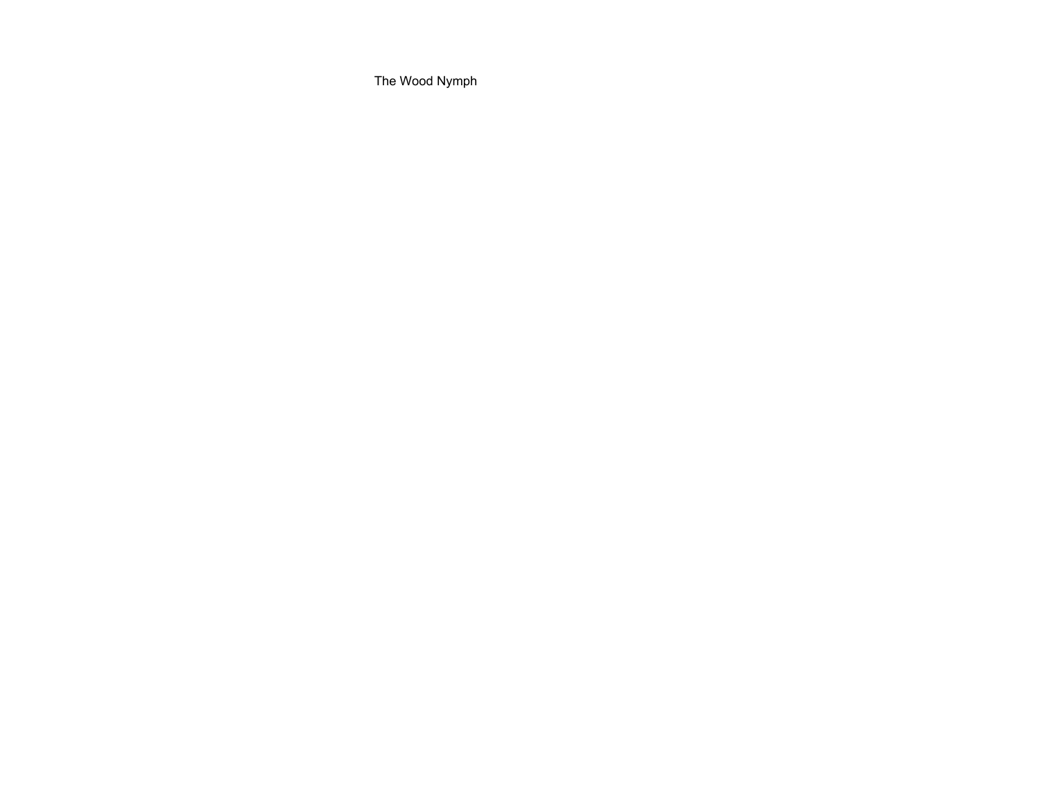The Wood Nymph